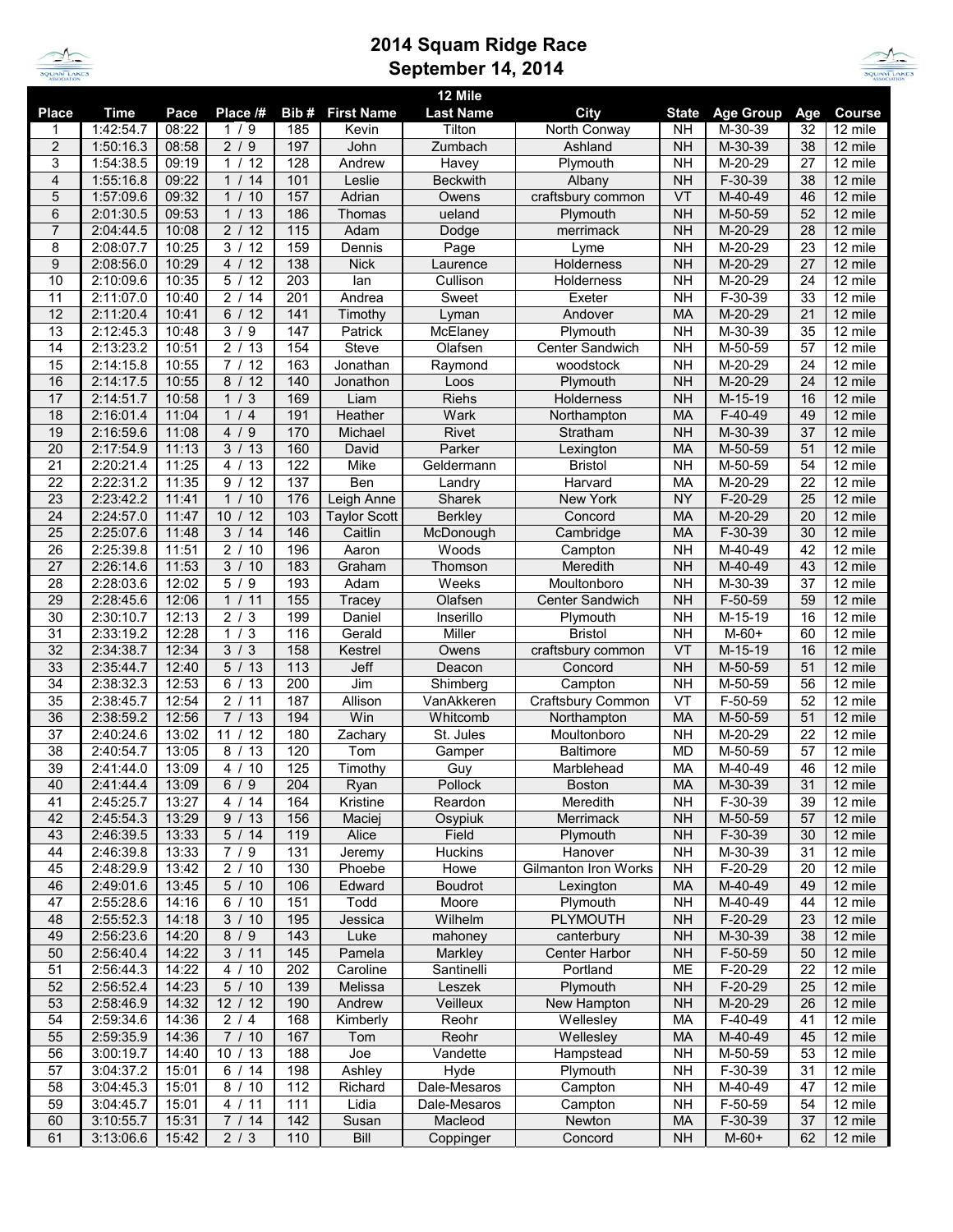# 2014 Squam Ridge Race
## September 14, 2014

**12 Mile**

| Place | Time | Pace | Place /# | Bib # | First Name | Last Name | City | State | Age Group | Age | Course |
|---|---|---|---|---|---|---|---|---|---|---|---|
| 1 | 1:42:54.7 | 08:22 | 1 / 9 | 185 | Kevin | Tilton | North Conway | NH | M-30-39 | 32 | 12 mile |
| 2 | 1:50:16.3 | 08:58 | 2 / 9 | 197 | John | Zumbach | Ashland | NH | M-30-39 | 38 | 12 mile |
| 3 | 1:54:38.5 | 09:19 | 1 / 12 | 128 | Andrew | Havey | Plymouth | NH | M-20-29 | 27 | 12 mile |
| 4 | 1:55:16.8 | 09:22 | 1 / 14 | 101 | Leslie | Beckwith | Albany | NH | F-30-39 | 38 | 12 mile |
| 5 | 1:57:09.6 | 09:32 | 1 / 10 | 157 | Adrian | Owens | craftsbury common | VT | M-40-49 | 46 | 12 mile |
| 6 | 2:01:30.5 | 09:53 | 1 / 13 | 186 | Thomas | ueland | Plymouth | NH | M-50-59 | 52 | 12 mile |
| 7 | 2:04:44.5 | 10:08 | 2 / 12 | 115 | Adam | Dodge | merrimack | NH | M-20-29 | 28 | 12 mile |
| 8 | 2:08:07.7 | 10:25 | 3 / 12 | 159 | Dennis | Page | Lyme | NH | M-20-29 | 23 | 12 mile |
| 9 | 2:08:56.0 | 10:29 | 4 / 12 | 138 | Nick | Laurence | Holderness | NH | M-20-29 | 27 | 12 mile |
| 10 | 2:10:09.6 | 10:35 | 5 / 12 | 203 | Ian | Cullison | Holderness | NH | M-20-29 | 24 | 12 mile |
| 11 | 2:11:07.0 | 10:40 | 2 / 14 | 201 | Andrea | Sweet | Exeter | NH | F-30-39 | 33 | 12 mile |
| 12 | 2:11:20.4 | 10:41 | 6 / 12 | 141 | Timothy | Lyman | Andover | MA | M-20-29 | 21 | 12 mile |
| 13 | 2:12:45.3 | 10:48 | 3 / 9 | 147 | Patrick | McElaney | Plymouth | NH | M-30-39 | 35 | 12 mile |
| 14 | 2:13:23.2 | 10:51 | 2 / 13 | 154 | Steve | Olafsen | Center Sandwich | NH | M-50-59 | 57 | 12 mile |
| 15 | 2:14:15.8 | 10:55 | 7 / 12 | 163 | Jonathan | Raymond | woodstock | NH | M-20-29 | 24 | 12 mile |
| 16 | 2:14:17.5 | 10:55 | 8 / 12 | 140 | Jonathon | Loos | Plymouth | NH | M-20-29 | 24 | 12 mile |
| 17 | 2:14:51.7 | 10:58 | 1 / 3 | 169 | Liam | Riehs | Holderness | NH | M-15-19 | 16 | 12 mile |
| 18 | 2:16:01.4 | 11:04 | 1 / 4 | 191 | Heather | Wark | Northampton | MA | F-40-49 | 49 | 12 mile |
| 19 | 2:16:59.6 | 11:08 | 4 / 9 | 170 | Michael | Rivet | Stratham | NH | M-30-39 | 37 | 12 mile |
| 20 | 2:17:54.9 | 11:13 | 3 / 13 | 160 | David | Parker | Lexington | MA | M-50-59 | 51 | 12 mile |
| 21 | 2:20:21.4 | 11:25 | 4 / 13 | 122 | Mike | Geldermann | Bristol | NH | M-50-59 | 54 | 12 mile |
| 22 | 2:22:31.2 | 11:35 | 9 / 12 | 137 | Ben | Landry | Harvard | MA | M-20-29 | 22 | 12 mile |
| 23 | 2:23:42.2 | 11:41 | 1 / 10 | 176 | Leigh Anne | Sharek | New York | NY | F-20-29 | 25 | 12 mile |
| 24 | 2:24:57.0 | 11:47 | 10 / 12 | 103 | Taylor Scott | Berkley | Concord | MA | M-20-29 | 20 | 12 mile |
| 25 | 2:25:07.6 | 11:48 | 3 / 14 | 146 | Caitlin | McDonough | Cambridge | MA | F-30-39 | 30 | 12 mile |
| 26 | 2:25:39.8 | 11:51 | 2 / 10 | 196 | Aaron | Woods | Campton | NH | M-40-49 | 42 | 12 mile |
| 27 | 2:26:14.6 | 11:53 | 3 / 10 | 183 | Graham | Thomson | Meredith | NH | M-40-49 | 43 | 12 mile |
| 28 | 2:28:03.6 | 12:02 | 5 / 9 | 193 | Adam | Weeks | Moultonboro | NH | M-30-39 | 37 | 12 mile |
| 29 | 2:28:45.6 | 12:06 | 1 / 11 | 155 | Tracey | Olafsen | Center Sandwich | NH | F-50-59 | 59 | 12 mile |
| 30 | 2:30:10.7 | 12:13 | 2 / 3 | 199 | Daniel | Inserillo | Plymouth | NH | M-15-19 | 16 | 12 mile |
| 31 | 2:33:19.2 | 12:28 | 1 / 3 | 116 | Gerald | Miller | Bristol | NH | M-60+ | 60 | 12 mile |
| 32 | 2:34:38.7 | 12:34 | 3 / 3 | 158 | Kestrel | Owens | craftsbury common | VT | M-15-19 | 16 | 12 mile |
| 33 | 2:35:44.7 | 12:40 | 5 / 13 | 113 | Jeff | Deacon | Concord | NH | M-50-59 | 51 | 12 mile |
| 34 | 2:38:32.3 | 12:53 | 6 / 13 | 200 | Jim | Shimberg | Campton | NH | M-50-59 | 56 | 12 mile |
| 35 | 2:38:45.7 | 12:54 | 2 / 11 | 187 | Allison | VanAkkeren | Craftsbury Common | VT | F-50-59 | 52 | 12 mile |
| 36 | 2:38:59.2 | 12:56 | 7 / 13 | 194 | Win | Whitcomb | Northampton | MA | M-50-59 | 51 | 12 mile |
| 37 | 2:40:24.6 | 13:02 | 11 / 12 | 180 | Zachary | St. Jules | Moultonboro | NH | M-20-29 | 22 | 12 mile |
| 38 | 2:40:54.7 | 13:05 | 8 / 13 | 120 | Tom | Gamper | Baltimore | MD | M-50-59 | 57 | 12 mile |
| 39 | 2:41:44.0 | 13:09 | 4 / 10 | 125 | Timothy | Guy | Marblehead | MA | M-40-49 | 46 | 12 mile |
| 40 | 2:41:44.4 | 13:09 | 6 / 9 | 204 | Ryan | Pollock | Boston | MA | M-30-39 | 31 | 12 mile |
| 41 | 2:45:25.7 | 13:27 | 4 / 14 | 164 | Kristine | Reardon | Meredith | NH | F-30-39 | 39 | 12 mile |
| 42 | 2:45:54.3 | 13:29 | 9 / 13 | 156 | Maciej | Osypiuk | Merrimack | NH | M-50-59 | 57 | 12 mile |
| 43 | 2:46:39.5 | 13:33 | 5 / 14 | 119 | Alice | Field | Plymouth | NH | F-30-39 | 30 | 12 mile |
| 44 | 2:46:39.8 | 13:33 | 7 / 9 | 131 | Jeremy | Huckins | Hanover | NH | M-30-39 | 31 | 12 mile |
| 45 | 2:48:29.9 | 13:42 | 2 / 10 | 130 | Phoebe | Howe | Gilmanton Iron Works | NH | F-20-29 | 20 | 12 mile |
| 46 | 2:49:01.6 | 13:45 | 5 / 10 | 106 | Edward | Boudrot | Lexington | MA | M-40-49 | 49 | 12 mile |
| 47 | 2:55:28.6 | 14:16 | 6 / 10 | 151 | Todd | Moore | Plymouth | NH | M-40-49 | 44 | 12 mile |
| 48 | 2:55:52.3 | 14:18 | 3 / 10 | 195 | Jessica | Wilhelm | PLYMOUTH | NH | F-20-29 | 23 | 12 mile |
| 49 | 2:56:23.6 | 14:20 | 8 / 9 | 143 | Luke | mahoney | canterbury | NH | M-30-39 | 38 | 12 mile |
| 50 | 2:56:40.4 | 14:22 | 3 / 11 | 145 | Pamela | Markley | Center Harbor | NH | F-50-59 | 50 | 12 mile |
| 51 | 2:56:44.3 | 14:22 | 4 / 10 | 202 | Caroline | Santinelli | Portland | ME | F-20-29 | 22 | 12 mile |
| 52 | 2:56:52.4 | 14:23 | 5 / 10 | 139 | Melissa | Leszek | Plymouth | NH | F-20-29 | 25 | 12 mile |
| 53 | 2:58:46.9 | 14:32 | 12 / 12 | 190 | Andrew | Veilleux | New Hampton | NH | M-20-29 | 26 | 12 mile |
| 54 | 2:59:34.6 | 14:36 | 2 / 4 | 168 | Kimberly | Reohr | Wellesley | MA | F-40-49 | 41 | 12 mile |
| 55 | 2:59:35.9 | 14:36 | 7 / 10 | 167 | Tom | Reohr | Wellesley | MA | M-40-49 | 45 | 12 mile |
| 56 | 3:00:19.7 | 14:40 | 10 / 13 | 188 | Joe | Vandette | Hampstead | NH | M-50-59 | 53 | 12 mile |
| 57 | 3:04:37.2 | 15:01 | 6 / 14 | 198 | Ashley | Hyde | Plymouth | NH | F-30-39 | 31 | 12 mile |
| 58 | 3:04:45.3 | 15:01 | 8 / 10 | 112 | Richard | Dale-Mesaros | Campton | NH | M-40-49 | 47 | 12 mile |
| 59 | 3:04:45.7 | 15:01 | 4 / 11 | 111 | Lidia | Dale-Mesaros | Campton | NH | F-50-59 | 54 | 12 mile |
| 60 | 3:10:55.7 | 15:31 | 7 / 14 | 142 | Susan | Macleod | Newton | MA | F-30-39 | 37 | 12 mile |
| 61 | 3:13:06.6 | 15:42 | 2 / 3 | 110 | Bill | Coppinger | Concord | NH | M-60+ | 62 | 12 mile |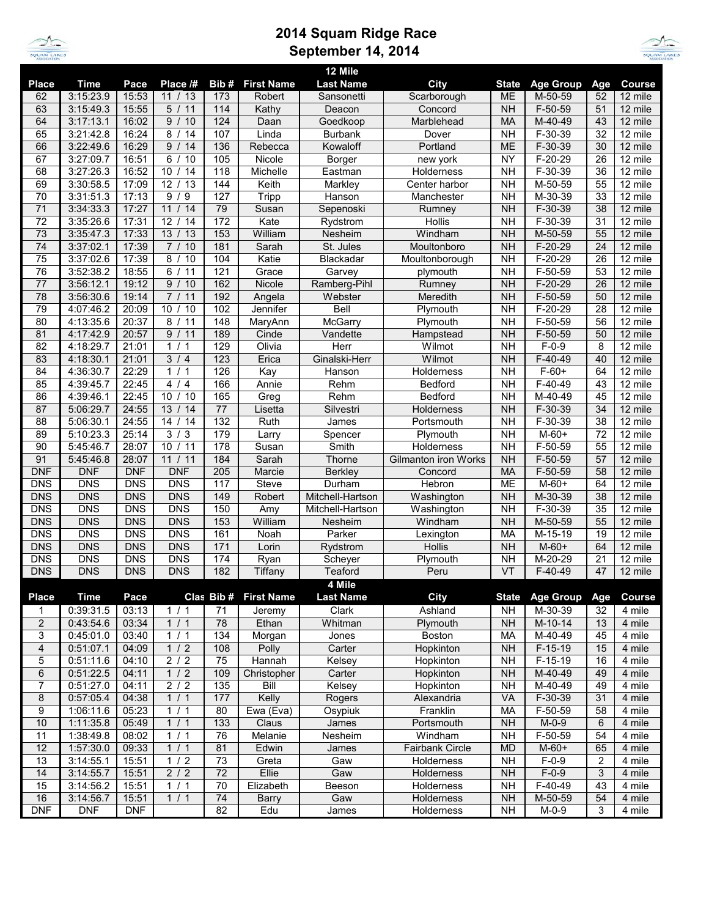# 2014 Squam Ridge Race
## September 14, 2014

### 12 Mile

| Place | Time | Pace | Place /# | Bib # | First Name | Last Name | City | State | Age Group | Age | Course |
|---|---|---|---|---|---|---|---|---|---|---|---|
| 62 | 3:15:23.9 | 15:53 | 11 / 13 | 173 | Robert | Sansonetti | Scarborough | ME | M-50-59 | 52 | 12 mile |
| 63 | 3:15:49.3 | 15:55 | 5 / 11 | 114 | Kathy | Deacon | Concord | NH | F-50-59 | 51 | 12 mile |
| 64 | 3:17:13.1 | 16:02 | 9 / 10 | 124 | Daan | Goedkoop | Marblehead | MA | M-40-49 | 43 | 12 mile |
| 65 | 3:21:42.8 | 16:24 | 8 / 14 | 107 | Linda | Burbank | Dover | NH | F-30-39 | 32 | 12 mile |
| 66 | 3:22:49.6 | 16:29 | 9 / 14 | 136 | Rebecca | Kowaloff | Portland | ME | F-30-39 | 30 | 12 mile |
| 67 | 3:27:09.7 | 16:51 | 6 / 10 | 105 | Nicole | Borger | new york | NY | F-20-29 | 26 | 12 mile |
| 68 | 3:27:26.3 | 16:52 | 10 / 14 | 118 | Michelle | Eastman | Holderness | NH | F-30-39 | 36 | 12 mile |
| 69 | 3:30:58.5 | 17:09 | 12 / 13 | 144 | Keith | Markley | Center harbor | NH | M-50-59 | 55 | 12 mile |
| 70 | 3:31:51.3 | 17:13 | 9 / 9 | 127 | Tripp | Hanson | Manchester | NH | M-30-39 | 33 | 12 mile |
| 71 | 3:34:33.3 | 17:27 | 11 / 14 | 79 | Susan | Sepenoski | Rumney | NH | F-30-39 | 38 | 12 mile |
| 72 | 3:35:26.6 | 17:31 | 12 / 14 | 172 | Kate | Rydstrom | Hollis | NH | F-30-39 | 31 | 12 mile |
| 73 | 3:35:47.3 | 17:33 | 13 / 13 | 153 | William | Nesheim | Windham | NH | M-50-59 | 55 | 12 mile |
| 74 | 3:37:02.1 | 17:39 | 7 / 10 | 181 | Sarah | St. Jules | Moultonboro | NH | F-20-29 | 24 | 12 mile |
| 75 | 3:37:02.6 | 17:39 | 8 / 10 | 104 | Katie | Blackadar | Moultonborough | NH | F-20-29 | 26 | 12 mile |
| 76 | 3:52:38.2 | 18:55 | 6 / 11 | 121 | Grace | Garvey | plymouth | NH | F-50-59 | 53 | 12 mile |
| 77 | 3:56:12.1 | 19:12 | 9 / 10 | 162 | Nicole | Ramberg-Pihl | Rumney | NH | F-20-29 | 26 | 12 mile |
| 78 | 3:56:30.6 | 19:14 | 7 / 11 | 192 | Angela | Webster | Meredith | NH | F-50-59 | 50 | 12 mile |
| 79 | 4:07:46.2 | 20:09 | 10 / 10 | 102 | Jennifer | Bell | Plymouth | NH | F-20-29 | 28 | 12 mile |
| 80 | 4:13:35.6 | 20:37 | 8 / 11 | 148 | MaryAnn | McGarry | Plymouth | NH | F-50-59 | 56 | 12 mile |
| 81 | 4:17:42.9 | 20:57 | 9 / 11 | 189 | Cinde | Vandette | Hampstead | NH | F-50-59 | 50 | 12 mile |
| 82 | 4:18:29.7 | 21:01 | 1 / 1 | 129 | Olivia | Herr | Wilmot | NH | F-0-9 | 8 | 12 mile |
| 83 | 4:18:30.1 | 21:01 | 3 / 4 | 123 | Erica | Ginalski-Herr | Wilmot | NH | F-40-49 | 40 | 12 mile |
| 84 | 4:36:30.7 | 22:29 | 1 / 1 | 126 | Kay | Hanson | Holderness | NH | F-60+ | 64 | 12 mile |
| 85 | 4:39:45.7 | 22:45 | 4 / 4 | 166 | Annie | Rehm | Bedford | NH | F-40-49 | 43 | 12 mile |
| 86 | 4:39:46.1 | 22:45 | 10 / 10 | 165 | Greg | Rehm | Bedford | NH | M-40-49 | 45 | 12 mile |
| 87 | 5:06:29.7 | 24:55 | 13 / 14 | 77 | Lisetta | Silvestri | Holderness | NH | F-30-39 | 34 | 12 mile |
| 88 | 5:06:30.1 | 24:55 | 14 / 14 | 132 | Ruth | James | Portsmouth | NH | F-30-39 | 38 | 12 mile |
| 89 | 5:10:23.3 | 25:14 | 3 / 3 | 179 | Larry | Spencer | Plymouth | NH | M-60+ | 72 | 12 mile |
| 90 | 5:45:46.7 | 28:07 | 10 / 11 | 178 | Susan | Smith | Holderness | NH | F-50-59 | 55 | 12 mile |
| 91 | 5:45:46.8 | 28:07 | 11 / 11 | 184 | Sarah | Thorne | Gilmanton iron Works | NH | F-50-59 | 57 | 12 mile |
| DNF | DNF | DNF | DNF | 205 | Marcie | Berkley | Concord | MA | F-50-59 | 58 | 12 mile |
| DNS | DNS | DNS | DNS | 117 | Steve | Durham | Hebron | ME | M-60+ | 64 | 12 mile |
| DNS | DNS | DNS | DNS | 149 | Robert | Mitchell-Hartson | Washington | NH | M-30-39 | 38 | 12 mile |
| DNS | DNS | DNS | DNS | 150 | Amy | Mitchell-Hartson | Washington | NH | F-30-39 | 35 | 12 mile |
| DNS | DNS | DNS | DNS | 153 | William | Nesheim | Windham | NH | M-50-59 | 55 | 12 mile |
| DNS | DNS | DNS | DNS | 161 | Noah | Parker | Lexington | MA | M-15-19 | 19 | 12 mile |
| DNS | DNS | DNS | DNS | 171 | Lorin | Rydstrom | Hollis | NH | M-60+ | 64 | 12 mile |
| DNS | DNS | DNS | DNS | 174 | Ryan | Scheyer | Plymouth | NH | M-20-29 | 21 | 12 mile |
| DNS | DNS | DNS | DNS | 182 | Tiffany | Teaford | Peru | VT | F-40-49 | 47 | 12 mile |

### 4 Mile

| Place | Time | Pace | Clas | Bib # | First Name | Last Name | City | State | Age Group | Age | Course |
|---|---|---|---|---|---|---|---|---|---|---|---|
| 1 | 0:39:31.5 | 03:13 | 1 / 1 | 71 | Jeremy | Clark | Ashland | NH | M-30-39 | 32 | 4 mile |
| 2 | 0:43:54.6 | 03:34 | 1 / 1 | 78 | Ethan | Whitman | Plymouth | NH | M-10-14 | 13 | 4 mile |
| 3 | 0:45:01.0 | 03:40 | 1 / 1 | 134 | Morgan | Jones | Boston | MA | M-40-49 | 45 | 4 mile |
| 4 | 0:51:07.1 | 04:09 | 1 / 2 | 108 | Polly | Carter | Hopkinton | NH | F-15-19 | 15 | 4 mile |
| 5 | 0:51:11.6 | 04:10 | 2 / 2 | 75 | Hannah | Kelsey | Hopkinton | NH | F-15-19 | 16 | 4 mile |
| 6 | 0:51:22.5 | 04:11 | 1 / 2 | 109 | Christopher | Carter | Hopkinton | NH | M-40-49 | 49 | 4 mile |
| 7 | 0:51:27.0 | 04:11 | 2 / 2 | 135 | Bill | Kelsey | Hopkinton | NH | M-40-49 | 49 | 4 mile |
| 8 | 0:57:05.4 | 04:38 | 1 / 1 | 177 | Kelly | Rogers | Alexandria | VA | F-30-39 | 31 | 4 mile |
| 9 | 1:06:11.6 | 05:23 | 1 / 1 | 80 | Ewa (Eva) | Osypiuk | Franklin | MA | F-50-59 | 58 | 4 mile |
| 10 | 1:11:35.8 | 05:49 | 1 / 1 | 133 | Claus | James | Portsmouth | NH | M-0-9 | 6 | 4 mile |
| 11 | 1:38:49.8 | 08:02 | 1 / 1 | 76 | Melanie | Nesheim | Windham | NH | F-50-59 | 54 | 4 mile |
| 12 | 1:57:30.0 | 09:33 | 1 / 1 | 81 | Edwin | James | Fairbank Circle | MD | M-60+ | 65 | 4 mile |
| 13 | 3:14:55.1 | 15:51 | 1 / 2 | 73 | Greta | Gaw | Holderness | NH | F-0-9 | 2 | 4 mile |
| 14 | 3:14:55.7 | 15:51 | 2 / 2 | 72 | Ellie | Gaw | Holderness | NH | F-0-9 | 3 | 4 mile |
| 15 | 3:14:56.2 | 15:51 | 1 / 1 | 70 | Elizabeth | Beeson | Holderness | NH | F-40-49 | 43 | 4 mile |
| 16 | 3:14:56.7 | 15:51 | 1 / 1 | 74 | Barry | Gaw | Holderness | NH | M-50-59 | 54 | 4 mile |
| DNF | DNF | DNF | | 82 | Edu | James | Holderness | NH | M-0-9 | 3 | 4 mile |